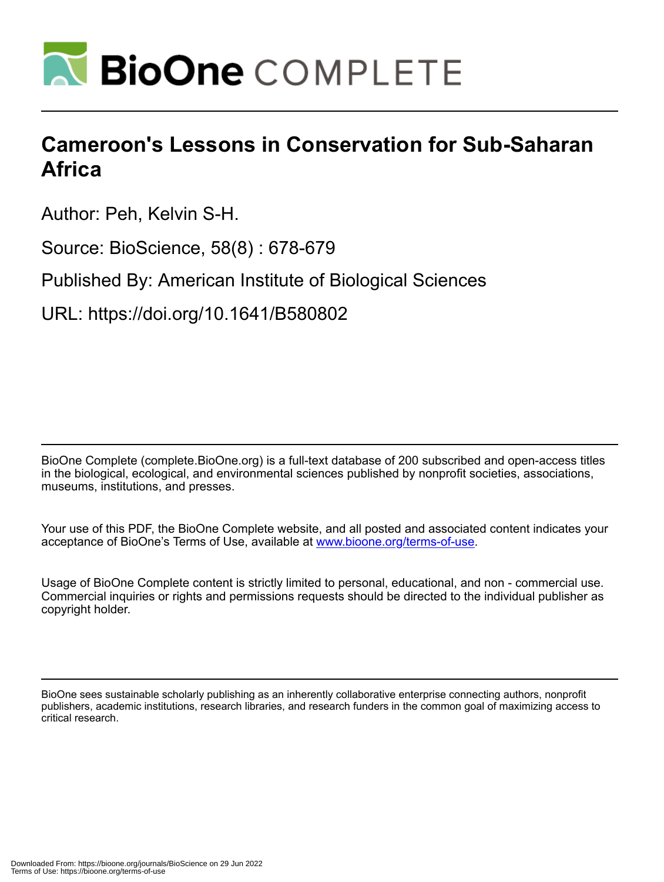# Cameroon's Lessons in Conservation for Sub-Saharan Africa

Author: Peh, Kelvin S-H.

Source: BioScience, 58(8) : 678-679

Published By: American Institute of Biological Sciences

URL: https://doi.org/10.1641/B580802

BioOne Complete (complete.BioOne.org) is a full-text database of 200 subscribed and open-access titles in the biological, ecological, and environmental sciences published by nonprofit societies, associations, museums, institutions, and presses.

Your use of this PDF, the BioOne Complete website, and all posted and associated content indicates your acceptance of BioOne's Terms of Use, available at www.bioone.org/terms-of-use.

Usage of BioOne Complete content is strictly limited to personal, educational, and non - commercial use. Commercial inquiries or rights and permissions requests should be directed to the individual publisher as copyright holder.

BioOne sees sustainable scholarly publishing as an inherently collaborative enterprise connecting authors, nonprofit publishers, academic institutions, research libraries, and research funders in the common goal of maximizing access to critical research.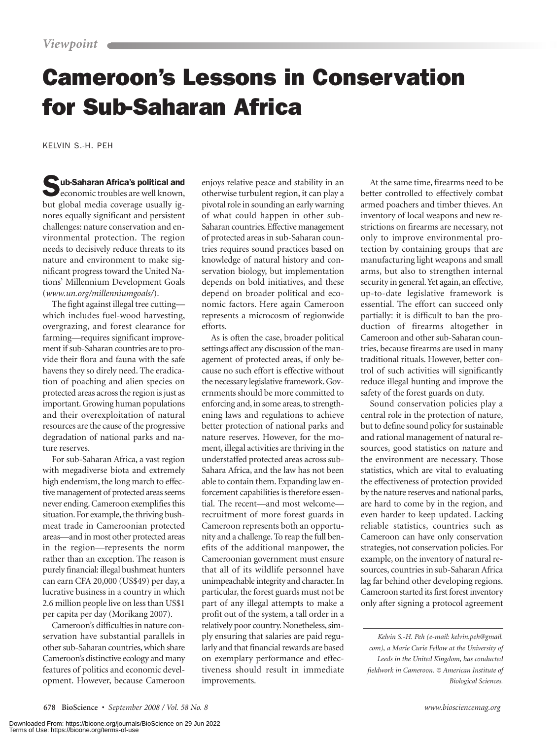*Viewpoint*

# Cameroon's Lessons in Conservation for Sub-Saharan Africa

KELVIN S.-H. PEH

**Sub-Saharan Africa's political and** economic troubles are well known, but global media coverage usually ignores equally significant and persistent challenges: nature conservation and environmental protection. The region needs to decisively reduce threats to its nature and environment to make significant progress toward the United Nations' Millennium Development Goals (*www.un.org/millenniumgoals/*).

The fight against illegal tree cutting—which includes fuel-wood harvesting, overgrazing, and forest clearance for farming—requires significant improvement if sub-Saharan countries are to provide their flora and fauna with the safe havens they so direly need. The eradication of poaching and alien species on protected areas across the region is just as important. Growing human populations and their overexploitation of natural resources are the cause of the progressive degradation of national parks and nature reserves.

For sub-Saharan Africa, a vast region with megadiverse biota and extremely high endemism, the long march to effective management of protected areas seems never ending. Cameroon exemplifies this situation. For example, the thriving bushmeat trade in Cameroonian protected areas—and in most other protected areas in the region—represents the norm rather than an exception. The reason is purely financial: illegal bushmeat hunters can earn CFA 20,000 (US$49) per day, a lucrative business in a country in which 2.6 million people live on less than US$1 per capita per day (Morikang 2007).

Cameroon's difficulties in nature conservation have substantial parallels in other sub-Saharan countries, which share Cameroon's distinctive ecology and many features of politics and economic development. However, because Cameroon enjoys relative peace and stability in an otherwise turbulent region, it can play a pivotal role in sounding an early warning of what could happen in other sub-Saharan countries. Effective management of protected areas in sub-Saharan countries requires sound practices based on knowledge of natural history and conservation biology, but implementation depends on bold initiatives, and these depend on broader political and economic factors. Here again Cameroon represents a microcosm of regionwide efforts.

As is often the case, broader political settings affect any discussion of the management of protected areas, if only because no such effort is effective without the necessary legislative framework. Governments should be more committed to enforcing and, in some areas, to strengthening laws and regulations to achieve better protection of national parks and nature reserves. However, for the moment, illegal activities are thriving in the understaffed protected areas across sub-Sahara Africa, and the law has not been able to contain them. Expanding law enforcement capabilities is therefore essential. The recent—and most welcome—recruitment of more forest guards in Cameroon represents both an opportunity and a challenge. To reap the full benefits of the additional manpower, the Cameroonian government must ensure that all of its wildlife personnel have unimpeachable integrity and character. In particular, the forest guards must not be part of any illegal attempts to make a profit out of the system, a tall order in a relatively poor country. Nonetheless, simply ensuring that salaries are paid regularly and that financial rewards are based on exemplary performance and effectiveness should result in immediate improvements.

At the same time, firearms need to be better controlled to effectively combat armed poachers and timber thieves. An inventory of local weapons and new restrictions on firearms are necessary, not only to improve environmental protection by containing groups that are manufacturing light weapons and small arms, but also to strengthen internal security in general. Yet again, an effective, up-to-date legislative framework is essential. The effort can succeed only partially: it is difficult to ban the production of firearms altogether in Cameroon and other sub-Saharan countries, because firearms are used in many traditional rituals. However, better control of such activities will significantly reduce illegal hunting and improve the safety of the forest guards on duty.

Sound conservation policies play a central role in the protection of nature, but to define sound policy for sustainable and rational management of natural resources, good statistics on nature and the environment are necessary. Those statistics, which are vital to evaluating the effectiveness of protection provided by the nature reserves and national parks, are hard to come by in the region, and even harder to keep updated. Lacking reliable statistics, countries such as Cameroon can have only conservation strategies, not conservation policies. For example, on the inventory of natural resources, countries in sub-Saharan Africa lag far behind other developing regions. Cameroon started its first forest inventory only after signing a protocol agreement

*Kelvin S.-H. Peh (e-mail: kelvin.peh@gmail.com), a Marie Curie Fellow at the University of Leeds in the United Kingdom, has conducted fieldwork in Cameroon. © American Institute of Biological Sciences.*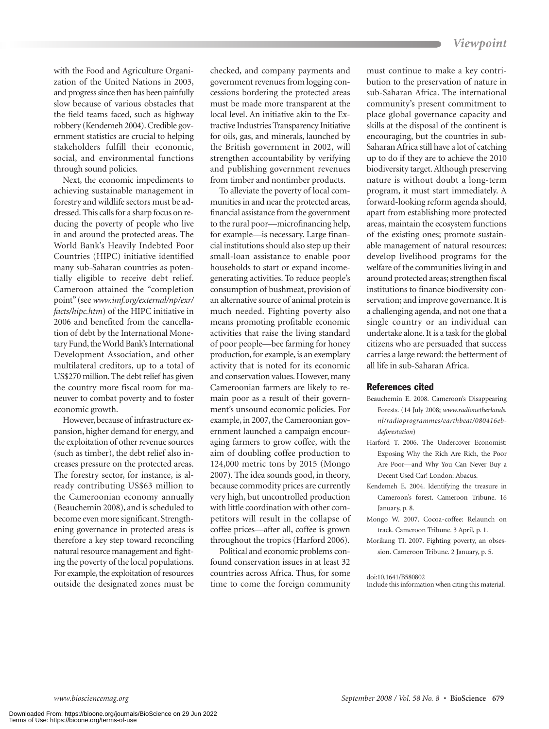with the Food and Agriculture Organization of the United Nations in 2003, and progress since then has been painfully slow because of various obstacles that the field teams faced, such as highway robbery (Kendemeh 2004). Credible government statistics are crucial to helping stakeholders fulfill their economic, social, and environmental functions through sound policies.

Next, the economic impediments to achieving sustainable management in forestry and wildlife sectors must be addressed. This calls for a sharp focus on reducing the poverty of people who live in and around the protected areas. The World Bank's Heavily Indebted Poor Countries (HIPC) initiative identified many sub-Saharan countries as potentially eligible to receive debt relief. Cameroon attained the "completion point" (see *www.imf.org/external/np/exr/facts/hipc.htm*) of the HIPC initiative in 2006 and benefited from the cancellation of debt by the International Monetary Fund, the World Bank's International Development Association, and other multilateral creditors, up to a total of US$270 million. The debt relief has given the country more fiscal room for maneuver to combat poverty and to foster economic growth.

However, because of infrastructure expansion, higher demand for energy, and the exploitation of other revenue sources (such as timber), the debt relief also increases pressure on the protected areas. The forestry sector, for instance, is already contributing US$63 million to the Cameroonian economy annually (Beauchemin 2008), and is scheduled to become even more significant. Strengthening governance in protected areas is therefore a key step toward reconciling natural resource management and fighting the poverty of the local populations. For example, the exploitation of resources outside the designated zones must be checked, and company payments and government revenues from logging concessions bordering the protected areas must be made more transparent at the local level. An initiative akin to the Extractive Industries Transparency Initiative for oils, gas, and minerals, launched by the British government in 2002, will strengthen accountability by verifying and publishing government revenues from timber and nontimber products.

To alleviate the poverty of local communities in and near the protected areas, financial assistance from the government to the rural poor—microfinancing help, for example—is necessary. Large financial institutions should also step up their small-loan assistance to enable poor households to start or expand income-generating activities. To reduce people's consumption of bushmeat, provision of an alternative source of animal protein is much needed. Fighting poverty also means promoting profitable economic activities that raise the living standard of poor people—bee farming for honey production, for example, is an exemplary activity that is noted for its economic and conservation values. However, many Cameroonian farmers are likely to remain poor as a result of their government's unsound economic policies. For example, in 2007, the Cameroonian government launched a campaign encouraging farmers to grow coffee, with the aim of doubling coffee production to 124,000 metric tons by 2015 (Mongo 2007). The idea sounds good, in theory, because commodity prices are currently very high, but uncontrolled production with little coordination with other competitors will result in the collapse of coffee prices—after all, coffee is grown throughout the tropics (Harford 2006).

Political and economic problems confound conservation issues in at least 32 countries across Africa. Thus, for some time to come the foreign community must continue to make a key contribution to the preservation of nature in sub-Saharan Africa. The international community's present commitment to place global governance capacity and skills at the disposal of the continent is encouraging, but the countries in sub-Saharan Africa still have a lot of catching up to do if they are to achieve the 2010 biodiversity target. Although preserving nature is without doubt a long-term program, it must start immediately. A forward-looking reform agenda should, apart from establishing more protected areas, maintain the ecosystem functions of the existing ones; promote sustainable management of natural resources; develop livelihood programs for the welfare of the communities living in and around protected areas; strengthen fiscal institutions to finance biodiversity conservation; and improve governance. It is a challenging agenda, and not one that a single country or an individual can undertake alone. It is a task for the global citizens who are persuaded that success carries a large reward: the betterment of all life in sub-Saharan Africa.

## References cited

Beauchemin E. 2008. Cameroon's Disappearing Forests. (14 July 2008; *www.radionetherlands.nl/radioprogrammes/earthbeat/080416eb-deforestation*)

Harford T. 2006. The Undercover Economist: Exposing Why the Rich Are Rich, the Poor Are Poor—and Why You Can Never Buy a Decent Used Car! London: Abacus.

Kendemeh E. 2004. Identifying the treasure in Cameroon's forest. Cameroon Tribune. 16 January, p. 8.

Mongo W. 2007. Cocoa-coffee: Relaunch on track. Cameroon Tribune. 3 April, p. 1.

Morikang TI. 2007. Fighting poverty, an obsession. Cameroon Tribune. 2 January, p. 5.

doi:10.1641/B580802
Include this information when citing this material.